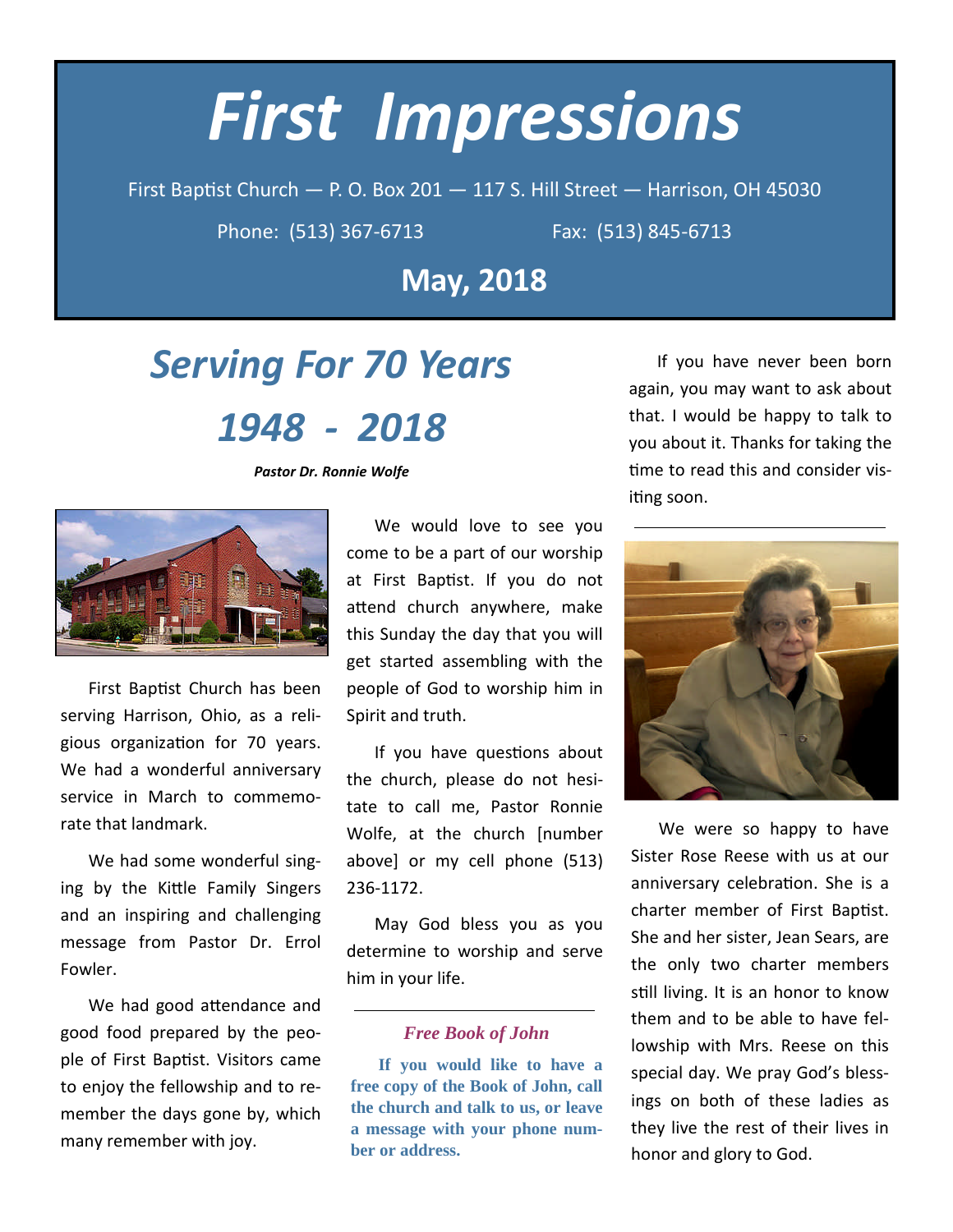# First Impressions

First Baptist Church — P. O. Box 201 — 117 S. Hill Street — Harrison, OH 45030

Phone: (513) 367-6713 Fax: (513) 845-6713

**May, 2018**

## *Serving For 70 Years*

## *1948 - 2018*

***Pastor Dr. Ronnie Wolfe***

First Baptist Church has been serving Harrison, Ohio, as a religious organization for 70 years. We had a wonderful anniversary service in March to commemorate that landmark.

We had some wonderful singing by the Kittle Family Singers and an inspiring and challenging message from Pastor Dr. Errol Fowler.

We had good attendance and good food prepared by the people of First Baptist. Visitors came to enjoy the fellowship and to remember the days gone by, which many remember with joy.

We would love to see you come to be a part of our worship at First Baptist. If you do not attend church anywhere, make this Sunday the day that you will get started assembling with the people of God to worship him in Spirit and truth.

If you have questions about the church, please do not hesitate to call me, Pastor Ronnie Wolfe, at the church [number above] or my cell phone (513) 236-1172.

May God bless you as you determine to worship and serve him in your life.

---

### *Free Book of John*

**If you would like to have a free copy of the Book of John, call the church and talk to us, or leave a message with your phone number or address.**

---

If you have never been born again, you may want to ask about that. I would be happy to talk to you about it. Thanks for taking the time to read this and consider visiting soon.

---

We were so happy to have Sister Rose Reese with us at our anniversary celebration. She is a charter member of First Baptist. She and her sister, Jean Sears, are the only two charter members still living. It is an honor to know them and to be able to have fellowship with Mrs. Reese on this special day. We pray God's blessings on both of these ladies as they live the rest of their lives in honor and glory to God.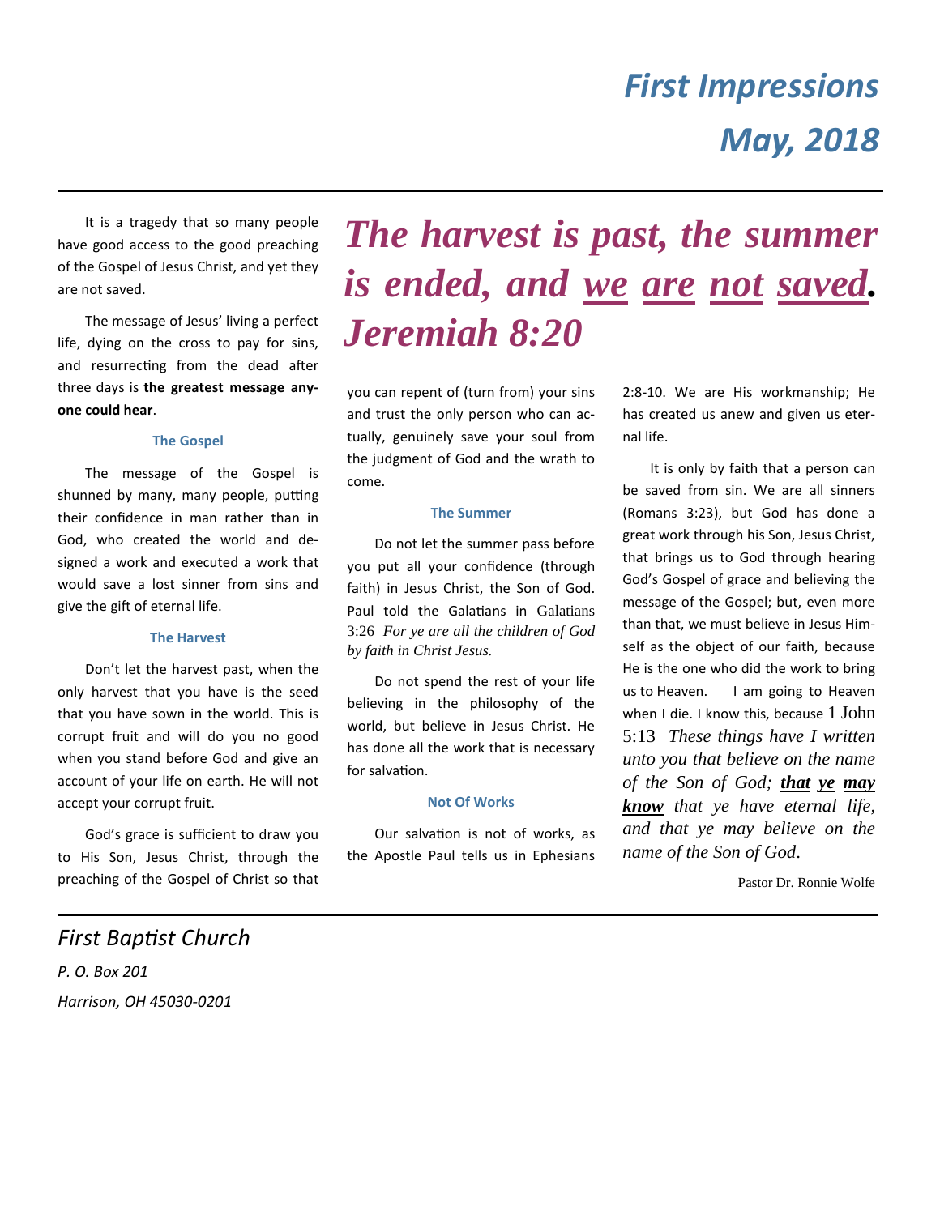// First Impressions May, 2018

# First Impressions

# May, 2018

## *The harvest is past, the summer is ended, and <u>we</u> <u>are</u> <u>not</u> <u>saved</u>. Jeremiah 8:20*

It is a tragedy that so many people have good access to the good preaching of the Gospel of Jesus Christ, and yet they are not saved.

The message of Jesus' living a perfect life, dying on the cross to pay for sins, and resurrecting from the dead after three days is **the greatest message anyone could hear**.

### The Gospel

The message of the Gospel is shunned by many, many people, putting their confidence in man rather than in God, who created the world and designed a work and executed a work that would save a lost sinner from sins and give the gift of eternal life.

### The Harvest

Don't let the harvest past, when the only harvest that you have is the seed that you have sown in the world. This is corrupt fruit and will do you no good when you stand before God and give an account of your life on earth. He will not accept your corrupt fruit.

God's grace is sufficient to draw you to His Son, Jesus Christ, through the preaching of the Gospel of Christ so that you can repent of (turn from) your sins and trust the only person who can actually, genuinely save your soul from the judgment of God and the wrath to come.

### The Summer

Do not let the summer pass before you put all your confidence (through faith) in Jesus Christ, the Son of God. Paul told the Galatians in Galatians 3:26 *For ye are all the children of God by faith in Christ Jesus.*

Do not spend the rest of your life believing in the philosophy of the world, but believe in Jesus Christ. He has done all the work that is necessary for salvation.

### Not Of Works

Our salvation is not of works, as the Apostle Paul tells us in Ephesians 2:8-10. We are His workmanship; He has created us anew and given us eternal life.

It is only by faith that a person can be saved from sin. We are all sinners (Romans 3:23), but God has done a great work through his Son, Jesus Christ, that brings us to God through hearing God's Gospel of grace and believing the message of the Gospel; but, even more than that, we must believe in Jesus Himself as the object of our faith, because He is the one who did the work to bring us to Heaven. I am going to Heaven when I die. I know this, because 1 John 5:13 *These things have I written unto you that believe on the name of the Son of God; **<u>that</u>** **<u>ye</u>** **<u>may</u>** **<u>know</u>** that ye have eternal life, and that ye may believe on the name of the Son of God.*

Pastor Dr. Ronnie Wolfe

*First Baptist Church*

*P. O. Box 201*

*Harrison, OH 45030-0201*